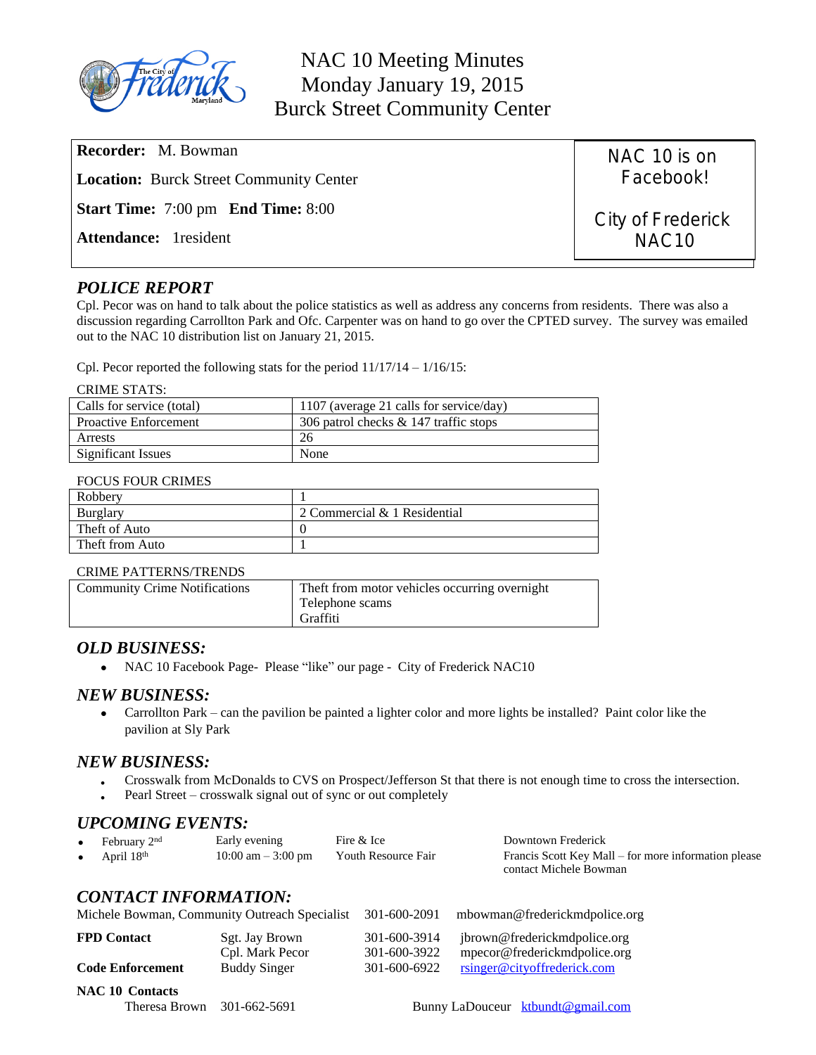# NAC 10 Meeting Minutes
## Monday January 19, 2015
## Burck Street Community Center

**Recorder:** M. Bowman

**Location:** Burck Street Community Center

**Start Time:** 7:00 pm **End Time:** 8:00

**Attendance:** 1resident

NAC 10 is on Facebook!

City of Frederick NAC10

## *POLICE REPORT*

Cpl. Pecor was on hand to talk about the police statistics as well as address any concerns from residents. There was also a discussion regarding Carrollton Park and Ofc. Carpenter was on hand to go over the CPTED survey. The survey was emailed out to the NAC 10 distribution list on January 21, 2015.

Cpl. Pecor reported the following stats for the period 11/17/14 – 1/16/15:

CRIME STATS:

| | |
|---|---|
| Calls for service (total) | 1107 (average 21 calls for service/day) |
| Proactive Enforcement | 306 patrol checks & 147 traffic stops |
| Arrests | 26 |
| Significant Issues | None |

FOCUS FOUR CRIMES

| | |
|---|---|
| Robbery | 1 |
| Burglary | 2 Commercial & 1 Residential |
| Theft of Auto | 0 |
| Theft from Auto | 1 |

CRIME PATTERNS/TRENDS

| | |
|---|---|
| Community Crime Notifications | Theft from motor vehicles occurring overnight<br>Telephone scams<br>Graffiti |

## *OLD BUSINESS:*

- NAC 10 Facebook Page- Please "like" our page - City of Frederick NAC10

## *NEW BUSINESS:*

- Carrollton Park – can the pavilion be painted a lighter color and more lights be installed? Paint color like the pavilion at Sly Park

## *NEW BUSINESS:*

- Crosswalk from McDonalds to CVS on Prospect/Jefferson St that there is not enough time to cross the intersection.
- Pearl Street – crosswalk signal out of sync or out completely

## *UPCOMING EVENTS:*

- February 2nd — Early evening — Fire & Ice — Downtown Frederick
- April 18th — 10:00 am – 3:00 pm — Youth Resource Fair — Francis Scott Key Mall – for more information please contact Michele Bowman

## *CONTACT INFORMATION:*

Michele Bowman, Community Outreach Specialist 301-600-2091 mbowman@frederickmdpolice.org

| | | | |
|---|---|---|---|
| **FPD Contact** | Sgt. Jay Brown | 301-600-3914 | jbrown@frederickmdpolice.org |
| | Cpl. Mark Pecor | 301-600-3922 | mpecor@frederickmdpolice.org |
| **Code Enforcement** | Buddy Singer | 301-600-6922 | rsinger@cityoffrederick.com |

**NAC 10 Contacts**

Theresa Brown 301-662-5691

Bunny LaDouceur ktbundt@gmail.com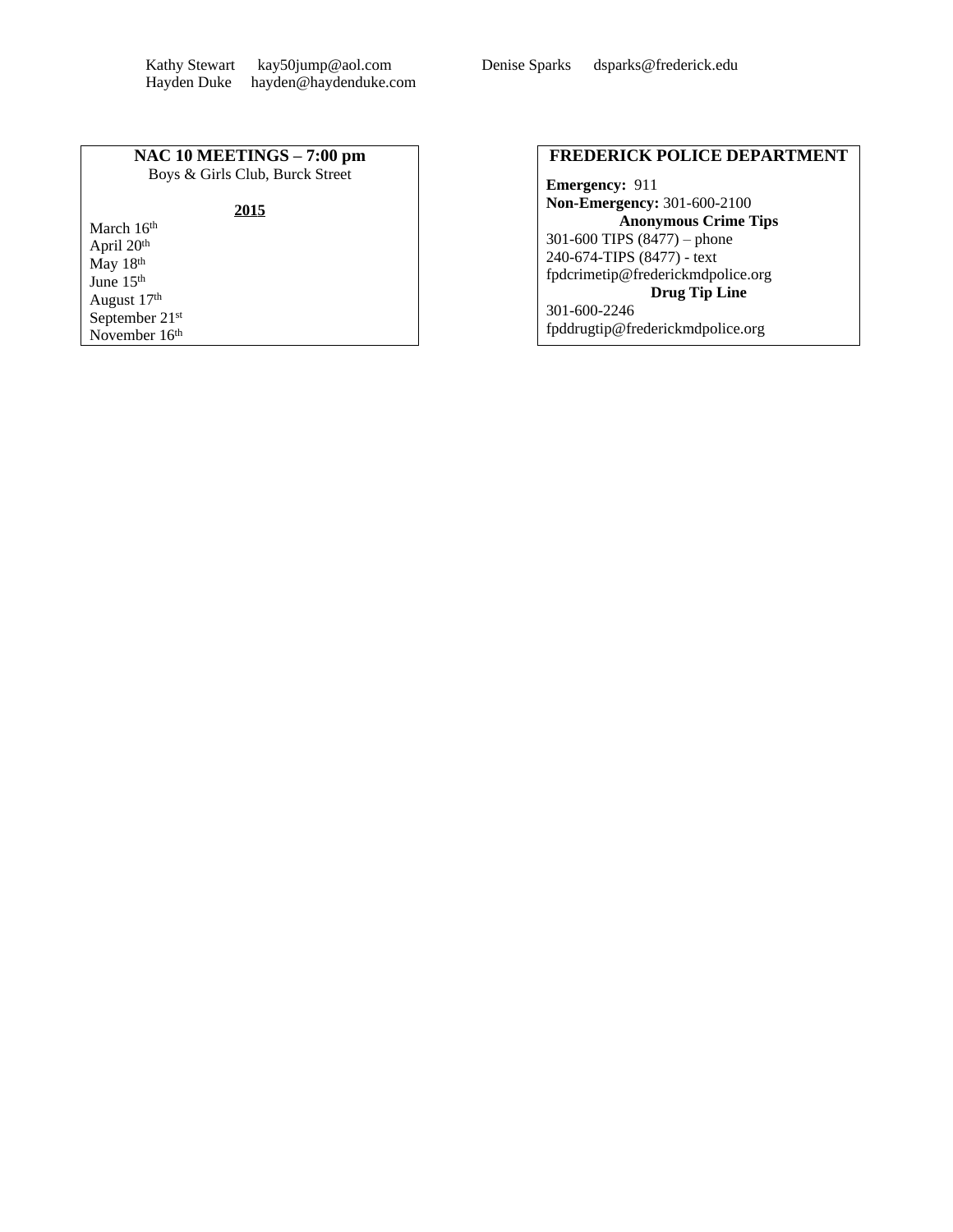Kathy Stewart kay50jump@aol.com

Hayden Duke hayden@haydenduke.com

Denise Sparks dsparks@frederick.edu

**NAC 10 MEETINGS – 7:00 pm**

Boys & Girls Club, Burck Street

**2015**

March 16th
April 20th
May 18th
June 15th
August 17th
September 21st
November 16th

**FREDERICK POLICE DEPARTMENT**

**Emergency:** 911
**Non-Emergency:** 301-600-2100

**Anonymous Crime Tips**

301-600 TIPS (8477) – phone
240-674-TIPS (8477) - text
fpdcrimetip@frederickmdpolice.org

**Drug Tip Line**

301-600-2246
fpddrugtip@frederickmdpolice.org